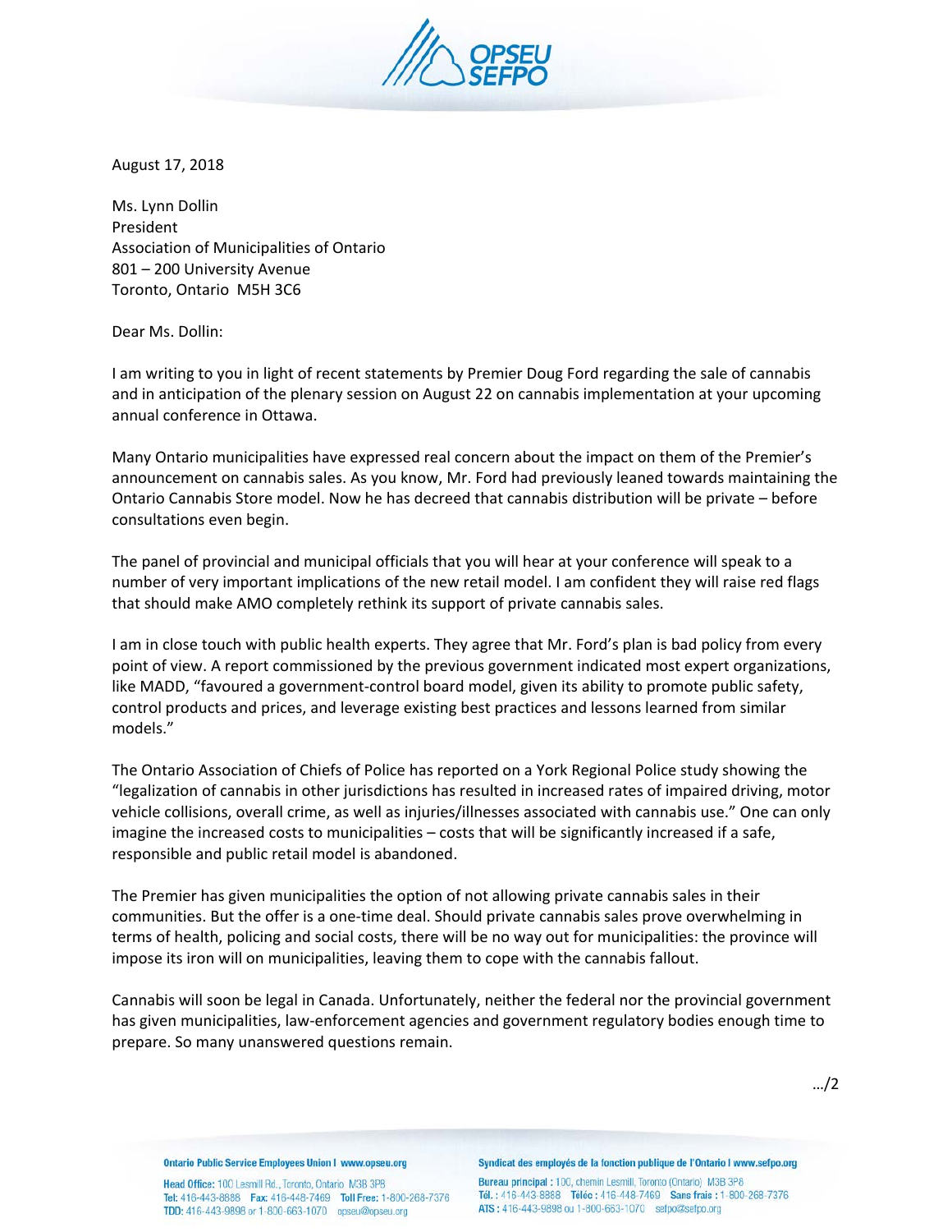August 17, 2018

Ms. Lynn Dollin
President
Association of Municipalities of Ontario
801 – 200 University Avenue
Toronto, Ontario M5H 3C6

Dear Ms. Dollin:

I am writing to you in light of recent statements by Premier Doug Ford regarding the sale of cannabis and in anticipation of the plenary session on August 22 on cannabis implementation at your upcoming annual conference in Ottawa.

Many Ontario municipalities have expressed real concern about the impact on them of the Premier's announcement on cannabis sales. As you know, Mr. Ford had previously leaned towards maintaining the Ontario Cannabis Store model. Now he has decreed that cannabis distribution will be private – before consultations even begin.

The panel of provincial and municipal officials that you will hear at your conference will speak to a number of very important implications of the new retail model. I am confident they will raise red flags that should make AMO completely rethink its support of private cannabis sales.

I am in close touch with public health experts. They agree that Mr. Ford's plan is bad policy from every point of view. A report commissioned by the previous government indicated most expert organizations, like MADD, "favoured a government-control board model, given its ability to promote public safety, control products and prices, and leverage existing best practices and lessons learned from similar models."

The Ontario Association of Chiefs of Police has reported on a York Regional Police study showing the "legalization of cannabis in other jurisdictions has resulted in increased rates of impaired driving, motor vehicle collisions, overall crime, as well as injuries/illnesses associated with cannabis use." One can only imagine the increased costs to municipalities – costs that will be significantly increased if a safe, responsible and public retail model is abandoned.

The Premier has given municipalities the option of not allowing private cannabis sales in their communities. But the offer is a one-time deal. Should private cannabis sales prove overwhelming in terms of health, policing and social costs, there will be no way out for municipalities: the province will impose its iron will on municipalities, leaving them to cope with the cannabis fallout.

Cannabis will soon be legal in Canada. Unfortunately, neither the federal nor the provincial government has given municipalities, law-enforcement agencies and government regulatory bodies enough time to prepare. So many unanswered questions remain.

…/2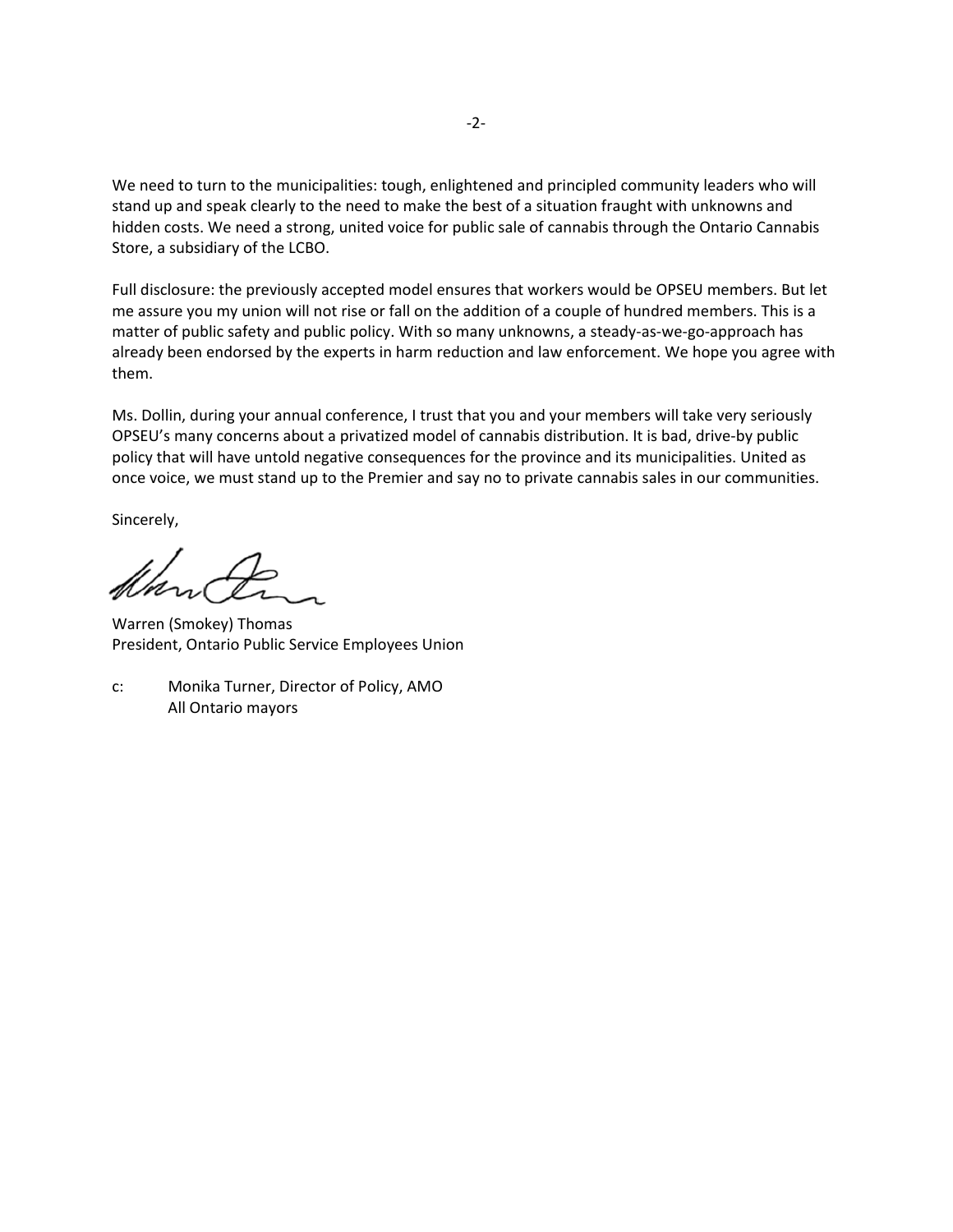We need to turn to the municipalities: tough, enlightened and principled community leaders who will stand up and speak clearly to the need to make the best of a situation fraught with unknowns and hidden costs. We need a strong, united voice for public sale of cannabis through the Ontario Cannabis Store, a subsidiary of the LCBO.

Full disclosure: the previously accepted model ensures that workers would be OPSEU members. But let me assure you my union will not rise or fall on the addition of a couple of hundred members. This is a matter of public safety and public policy. With so many unknowns, a steady-as-we-go-approach has already been endorsed by the experts in harm reduction and law enforcement. We hope you agree with them.

Ms. Dollin, during your annual conference, I trust that you and your members will take very seriously OPSEU's many concerns about a privatized model of cannabis distribution. It is bad, drive-by public policy that will have untold negative consequences for the province and its municipalities. United as once voice, we must stand up to the Premier and say no to private cannabis sales in our communities.

Sincerely,

Warren (Smokey) Thomas
President, Ontario Public Service Employees Union

c: Monika Turner, Director of Policy, AMO
All Ontario mayors